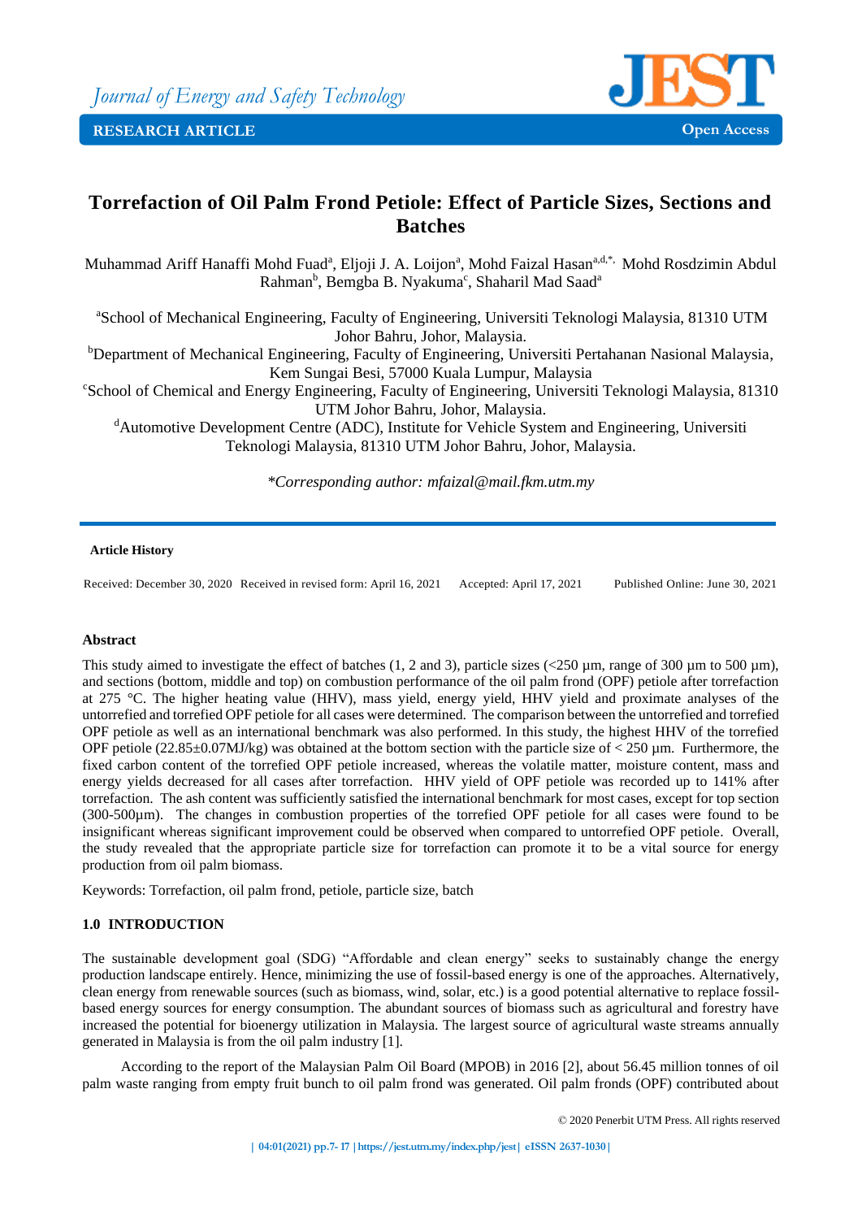Journal of Energy and Safety Technology

RESEARCH ARTICLE

Open Access

# Torrefaction of Oil Palm Frond Petiole: Effect of Particle Sizes, Sections and Batches

Muhammad Ariff Hanaffi Mohd Fuad[a], Eljoji J. A. Loijon[a], Mohd Faizal Hasan[a,d,*], Mohd Rosdzimin Abdul Rahman[b], Bemgba B. Nyakuma[c], Shaharil Mad Saad[a]

[a]School of Mechanical Engineering, Faculty of Engineering, Universiti Teknologi Malaysia, 81310 UTM Johor Bahru, Johor, Malaysia.

[b]Department of Mechanical Engineering, Faculty of Engineering, Universiti Pertahanan Nasional Malaysia, Kem Sungai Besi, 57000 Kuala Lumpur, Malaysia

[c]School of Chemical and Energy Engineering, Faculty of Engineering, Universiti Teknologi Malaysia, 81310 UTM Johor Bahru, Johor, Malaysia.

[d]Automotive Development Centre (ADC), Institute for Vehicle System and Engineering, Universiti Teknologi Malaysia, 81310 UTM Johor Bahru, Johor, Malaysia.

*\*Corresponding author: mfaizal@mail.fkm.utm.my*

**Article History**

Received: December 30, 2020 Received in revised form: April 16, 2021 Accepted: April 17, 2021 Published Online: June 30, 2021

## Abstract

This study aimed to investigate the effect of batches (1, 2 and 3), particle sizes (<250 µm, range of 300 µm to 500 µm), and sections (bottom, middle and top) on combustion performance of the oil palm frond (OPF) petiole after torrefaction at 275 °C. The higher heating value (HHV), mass yield, energy yield, HHV yield and proximate analyses of the untorrefied and torrefied OPF petiole for all cases were determined. The comparison between the untorrefied and torrefied OPF petiole as well as an international benchmark was also performed. In this study, the highest HHV of the torrefied OPF petiole (22.85±0.07MJ/kg) was obtained at the bottom section with the particle size of < 250 µm. Furthermore, the fixed carbon content of the torrefied OPF petiole increased, whereas the volatile matter, moisture content, mass and energy yields decreased for all cases after torrefaction. HHV yield of OPF petiole was recorded up to 141% after torrefaction. The ash content was sufficiently satisfied the international benchmark for most cases, except for top section (300-500µm). The changes in combustion properties of the torrefied OPF petiole for all cases were found to be insignificant whereas significant improvement could be observed when compared to untorrefied OPF petiole. Overall, the study revealed that the appropriate particle size for torrefaction can promote it to be a vital source for energy production from oil palm biomass.

Keywords: Torrefaction, oil palm frond, petiole, particle size, batch

## 1.0 INTRODUCTION

The sustainable development goal (SDG) "Affordable and clean energy" seeks to sustainably change the energy production landscape entirely. Hence, minimizing the use of fossil-based energy is one of the approaches. Alternatively, clean energy from renewable sources (such as biomass, wind, solar, etc.) is a good potential alternative to replace fossil-based energy sources for energy consumption. The abundant sources of biomass such as agricultural and forestry have increased the potential for bioenergy utilization in Malaysia. The largest source of agricultural waste streams annually generated in Malaysia is from the oil palm industry [1].

According to the report of the Malaysian Palm Oil Board (MPOB) in 2016 [2], about 56.45 million tonnes of oil palm waste ranging from empty fruit bunch to oil palm frond was generated. Oil palm fronds (OPF) contributed about

© 2020 Penerbit UTM Press. All rights reserved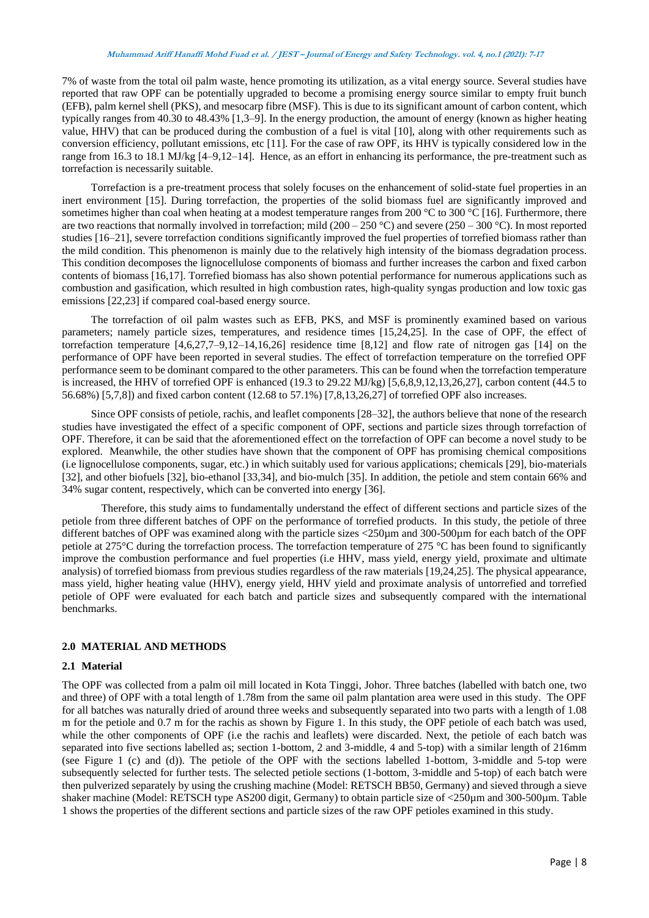7% of waste from the total oil palm waste, hence promoting its utilization, as a vital energy source. Several studies have reported that raw OPF can be potentially upgraded to become a promising energy source similar to empty fruit bunch (EFB), palm kernel shell (PKS), and mesocarp fibre (MSF). This is due to its significant amount of carbon content, which typically ranges from 40.30 to 48.43% [1,3–9]. In the energy production, the amount of energy (known as higher heating value, HHV) that can be produced during the combustion of a fuel is vital [10], along with other requirements such as conversion efficiency, pollutant emissions, etc [11]. For the case of raw OPF, its HHV is typically considered low in the range from 16.3 to 18.1 MJ/kg [4–9,12–14]. Hence, as an effort in enhancing its performance, the pre-treatment such as torrefaction is necessarily suitable.

Torrefaction is a pre-treatment process that solely focuses on the enhancement of solid-state fuel properties in an inert environment [15]. During torrefaction, the properties of the solid biomass fuel are significantly improved and sometimes higher than coal when heating at a modest temperature ranges from 200 °C to 300 °C [16]. Furthermore, there are two reactions that normally involved in torrefaction; mild (200 – 250 °C) and severe (250 – 300 °C). In most reported studies [16–21], severe torrefaction conditions significantly improved the fuel properties of torrefied biomass rather than the mild condition. This phenomenon is mainly due to the relatively high intensity of the biomass degradation process. This condition decomposes the lignocellulose components of biomass and further increases the carbon and fixed carbon contents of biomass [16,17]. Torrefied biomass has also shown potential performance for numerous applications such as combustion and gasification, which resulted in high combustion rates, high-quality syngas production and low toxic gas emissions [22,23] if compared coal-based energy source.

The torrefaction of oil palm wastes such as EFB, PKS, and MSF is prominently examined based on various parameters; namely particle sizes, temperatures, and residence times [15,24,25]. In the case of OPF, the effect of torrefaction temperature [4,6,27,7–9,12–14,16,26] residence time [8,12] and flow rate of nitrogen gas [14] on the performance of OPF have been reported in several studies. The effect of torrefaction temperature on the torrefied OPF performance seem to be dominant compared to the other parameters. This can be found when the torrefaction temperature is increased, the HHV of torrefied OPF is enhanced (19.3 to 29.22 MJ/kg) [5,6,8,9,12,13,26,27], carbon content (44.5 to 56.68%) [5,7,8]) and fixed carbon content (12.68 to 57.1%) [7,8,13,26,27] of torrefied OPF also increases.

Since OPF consists of petiole, rachis, and leaflet components [28–32], the authors believe that none of the research studies have investigated the effect of a specific component of OPF, sections and particle sizes through torrefaction of OPF. Therefore, it can be said that the aforementioned effect on the torrefaction of OPF can become a novel study to be explored. Meanwhile, the other studies have shown that the component of OPF has promising chemical compositions (i.e lignocellulose components, sugar, etc.) in which suitably used for various applications; chemicals [29], bio-materials [32], and other biofuels [32], bio-ethanol [33,34], and bio-mulch [35]. In addition, the petiole and stem contain 66% and 34% sugar content, respectively, which can be converted into energy [36].

Therefore, this study aims to fundamentally understand the effect of different sections and particle sizes of the petiole from three different batches of OPF on the performance of torrefied products. In this study, the petiole of three different batches of OPF was examined along with the particle sizes <250µm and 300-500µm for each batch of the OPF petiole at 275°C during the torrefaction process. The torrefaction temperature of 275 °C has been found to significantly improve the combustion performance and fuel properties (i.e HHV, mass yield, energy yield, proximate and ultimate analysis) of torrefied biomass from previous studies regardless of the raw materials [19,24,25]. The physical appearance, mass yield, higher heating value (HHV), energy yield, HHV yield and proximate analysis of untorrefied and torrefied petiole of OPF were evaluated for each batch and particle sizes and subsequently compared with the international benchmarks.

## 2.0 MATERIAL AND METHODS

### 2.1 Material

The OPF was collected from a palm oil mill located in Kota Tinggi, Johor. Three batches (labelled with batch one, two and three) of OPF with a total length of 1.78m from the same oil palm plantation area were used in this study. The OPF for all batches was naturally dried of around three weeks and subsequently separated into two parts with a length of 1.08 m for the petiole and 0.7 m for the rachis as shown by Figure 1. In this study, the OPF petiole of each batch was used, while the other components of OPF (i.e the rachis and leaflets) were discarded. Next, the petiole of each batch was separated into five sections labelled as; section 1-bottom, 2 and 3-middle, 4 and 5-top) with a similar length of 216mm (see Figure 1 (c) and (d)). The petiole of the OPF with the sections labelled 1-bottom, 3-middle and 5-top were subsequently selected for further tests. The selected petiole sections (1-bottom, 3-middle and 5-top) of each batch were then pulverized separately by using the crushing machine (Model: RETSCH BB50, Germany) and sieved through a sieve shaker machine (Model: RETSCH type AS200 digit, Germany) to obtain particle size of <250µm and 300-500µm. Table 1 shows the properties of the different sections and particle sizes of the raw OPF petioles examined in this study.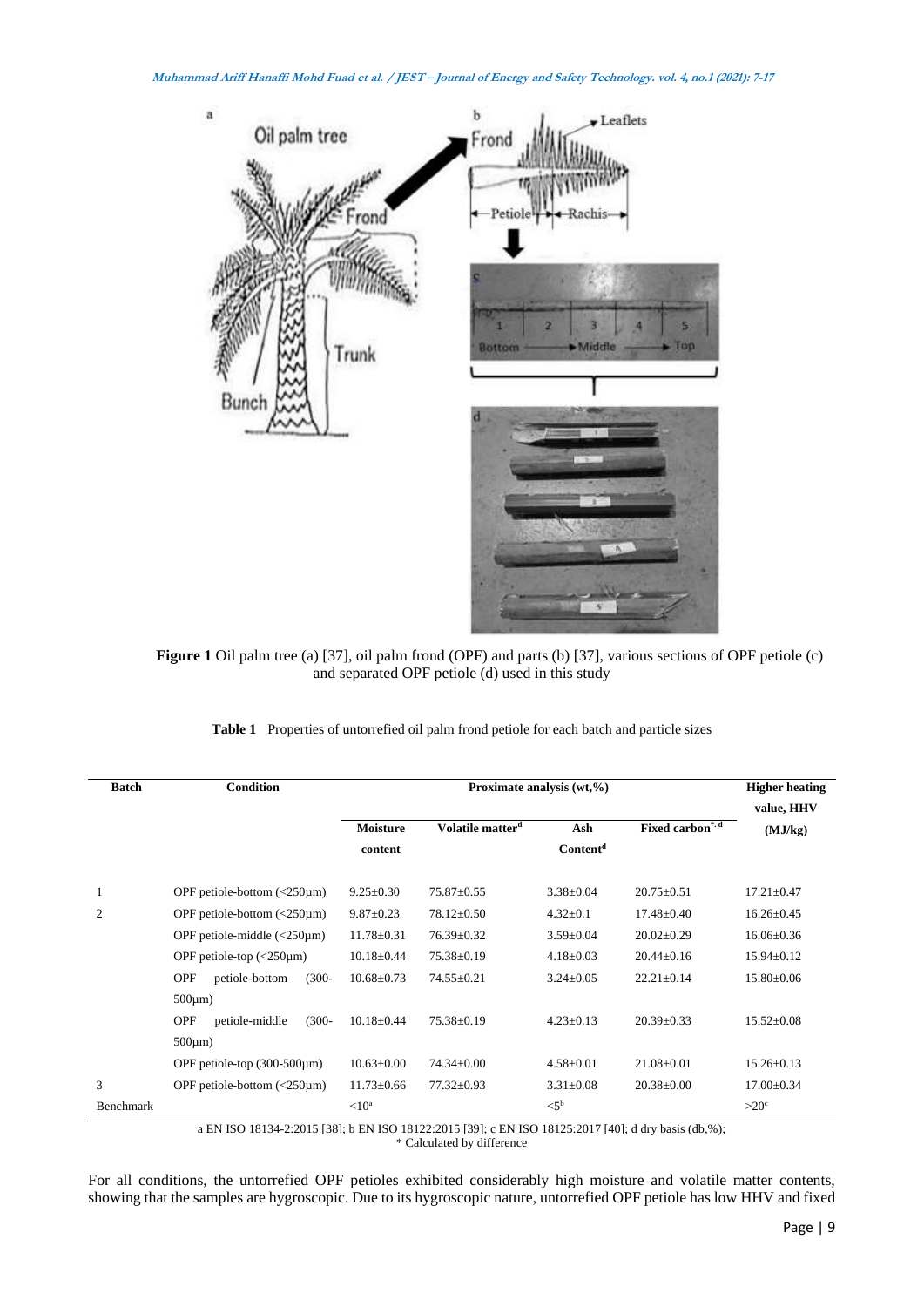**Figure 1** Oil palm tree (a) [37], oil palm frond (OPF) and parts (b) [37], various sections of OPF petiole (c) and separated OPF petiole (d) used in this study

**Table 1** Properties of untorrefied oil palm frond petiole for each batch and particle sizes

| Batch | Condition | Proximate analysis (wt,%) | | | | Higher heating value, HHV (MJ/kg) |
|---|---|---|---|---|---|---|
| | | Moisture content | Volatile matter[d] | Ash Content[d] | Fixed carbon[*, d] | |
| 1 | OPF petiole-bottom (<250µm) | 9.25±0.30 | 75.87±0.55 | 3.38±0.04 | 20.75±0.51 | 17.21±0.47 |
| 2 | OPF petiole-bottom (<250µm) | 9.87±0.23 | 78.12±0.50 | 4.32±0.1 | 17.48±0.40 | 16.26±0.45 |
| | OPF petiole-middle (<250µm) | 11.78±0.31 | 76.39±0.32 | 3.59±0.04 | 20.02±0.29 | 16.06±0.36 |
| | OPF petiole-top (<250µm) | 10.18±0.44 | 75.38±0.19 | 4.18±0.03 | 20.44±0.16 | 15.94±0.12 |
| | OPF petiole-bottom (300-500µm) | 10.68±0.73 | 74.55±0.21 | 3.24±0.05 | 22.21±0.14 | 15.80±0.06 |
| | OPF petiole-middle (300-500µm) | 10.18±0.44 | 75.38±0.19 | 4.23±0.13 | 20.39±0.33 | 15.52±0.08 |
| | OPF petiole-top (300-500µm) | 10.63±0.00 | 74.34±0.00 | 4.58±0.01 | 21.08±0.01 | 15.26±0.13 |
| 3 | OPF petiole-bottom (<250µm) | 11.73±0.66 | 77.32±0.93 | 3.31±0.08 | 20.38±0.00 | 17.00±0.34 |
| Benchmark | | <10[a] | | <5[b] | | >20[c] |

a EN ISO 18134-2:2015 [38]; b EN ISO 18122:2015 [39]; c EN ISO 18125:2017 [40]; d dry basis (db,%);
* Calculated by difference

For all conditions, the untorrefied OPF petioles exhibited considerably high moisture and volatile matter contents, showing that the samples are hygroscopic. Due to its hygroscopic nature, untorrefied OPF petiole has low HHV and fixed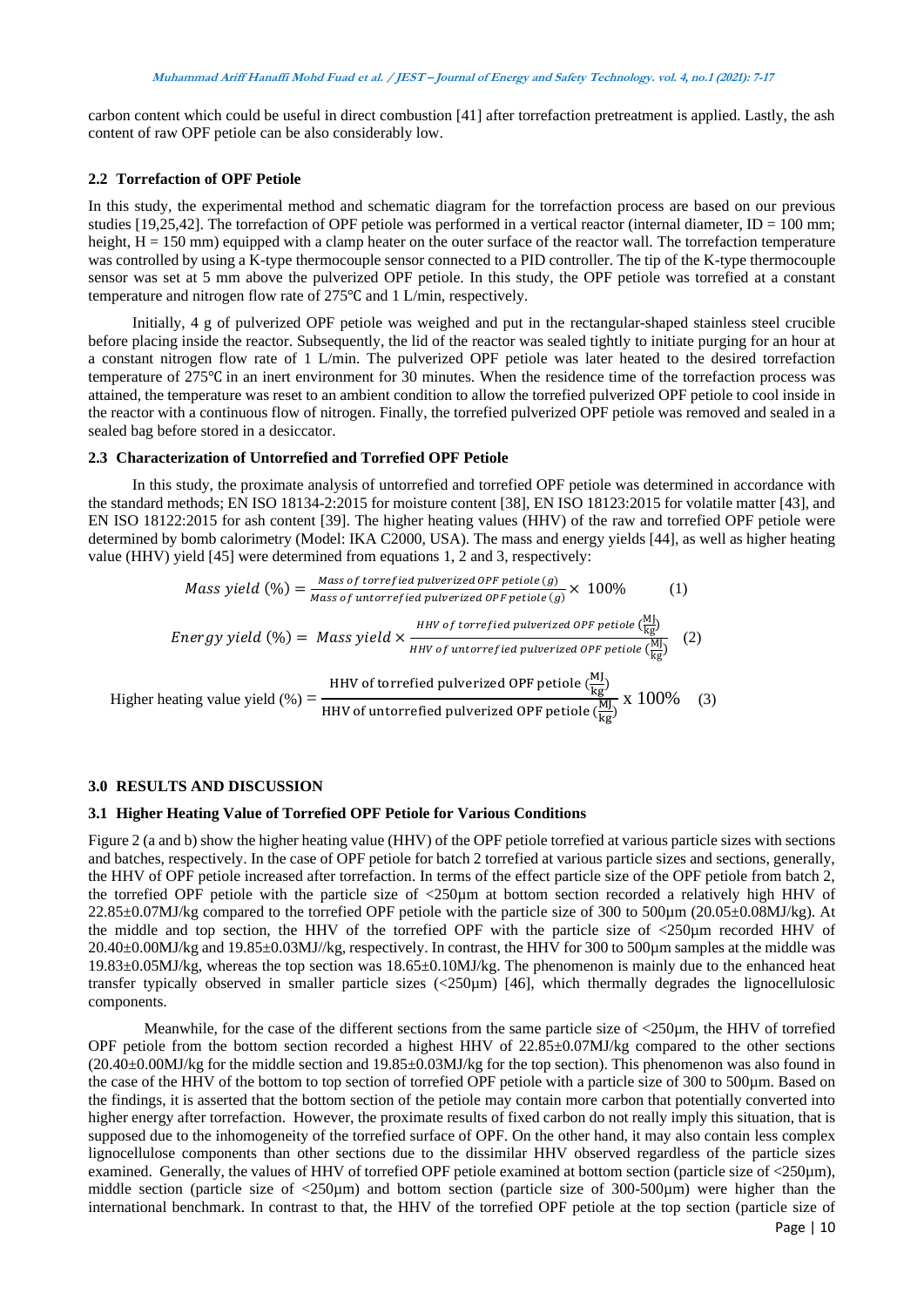carbon content which could be useful in direct combustion [41] after torrefaction pretreatment is applied. Lastly, the ash content of raw OPF petiole can be also considerably low.

### 2.2 Torrefaction of OPF Petiole

In this study, the experimental method and schematic diagram for the torrefaction process are based on our previous studies [19,25,42]. The torrefaction of OPF petiole was performed in a vertical reactor (internal diameter, ID = 100 mm; height, H = 150 mm) equipped with a clamp heater on the outer surface of the reactor wall. The torrefaction temperature was controlled by using a K-type thermocouple sensor connected to a PID controller. The tip of the K-type thermocouple sensor was set at 5 mm above the pulverized OPF petiole. In this study, the OPF petiole was torrefied at a constant temperature and nitrogen flow rate of 275℃ and 1 L/min, respectively.

Initially, 4 g of pulverized OPF petiole was weighed and put in the rectangular-shaped stainless steel crucible before placing inside the reactor. Subsequently, the lid of the reactor was sealed tightly to initiate purging for an hour at a constant nitrogen flow rate of 1 L/min. The pulverized OPF petiole was later heated to the desired torrefaction temperature of 275℃ in an inert environment for 30 minutes. When the residence time of the torrefaction process was attained, the temperature was reset to an ambient condition to allow the torrefied pulverized OPF petiole to cool inside in the reactor with a continuous flow of nitrogen. Finally, the torrefied pulverized OPF petiole was removed and sealed in a sealed bag before stored in a desiccator.

### 2.3 Characterization of Untorrefied and Torrefied OPF Petiole

In this study, the proximate analysis of untorrefied and torrefied OPF petiole was determined in accordance with the standard methods; EN ISO 18134-2:2015 for moisture content [38], EN ISO 18123:2015 for volatile matter [43], and EN ISO 18122:2015 for ash content [39]. The higher heating values (HHV) of the raw and torrefied OPF petiole were determined by bomb calorimetry (Model: IKA C2000, USA). The mass and energy yields [44], as well as higher heating value (HHV) yield [45] were determined from equations 1, 2 and 3, respectively:

$$Mass\ yield\ (\%) = \frac{Mass\ of\ torrefied\ pulverized\ OPF\ petiole\ (g)}{Mass\ of\ untorrefied\ pulverized\ OPF\ petiole\ (g)} \times\ 100\% \qquad (1)$$

$$Energy\ yield\ (\%) =\ Mass\ yield \times \frac{HHV\ of\ torrefied\ pulverized\ OPF\ petiole\ (\frac{MJ}{kg})}{HHV\ of\ untorrefied\ pulverized\ OPF\ petiole\ (\frac{MJ}{kg})} \qquad (2)$$

$$\text{Higher heating value yield (\%)} = \frac{\text{HHV of torrefied pulverized OPF petiole } (\frac{\text{MJ}}{\text{kg}})}{\text{HHV of untorrefied pulverized OPF petiole } (\frac{\text{MJ}}{\text{kg}})} \text{ x } 100\% \qquad (3)$$

## 3.0 RESULTS AND DISCUSSION

### 3.1 Higher Heating Value of Torrefied OPF Petiole for Various Conditions

Figure 2 (a and b) show the higher heating value (HHV) of the OPF petiole torrefied at various particle sizes with sections and batches, respectively. In the case of OPF petiole for batch 2 torrefied at various particle sizes and sections, generally, the HHV of OPF petiole increased after torrefaction. In terms of the effect particle size of the OPF petiole from batch 2, the torrefied OPF petiole with the particle size of <250µm at bottom section recorded a relatively high HHV of 22.85±0.07MJ/kg compared to the torrefied OPF petiole with the particle size of 300 to 500µm (20.05±0.08MJ/kg). At the middle and top section, the HHV of the torrefied OPF with the particle size of <250µm recorded HHV of 20.40±0.00MJ/kg and 19.85±0.03MJ//kg, respectively. In contrast, the HHV for 300 to 500µm samples at the middle was 19.83±0.05MJ/kg, whereas the top section was 18.65±0.10MJ/kg. The phenomenon is mainly due to the enhanced heat transfer typically observed in smaller particle sizes (<250µm) [46], which thermally degrades the lignocellulosic components.

Meanwhile, for the case of the different sections from the same particle size of <250µm, the HHV of torrefied OPF petiole from the bottom section recorded a highest HHV of 22.85±0.07MJ/kg compared to the other sections (20.40±0.00MJ/kg for the middle section and 19.85±0.03MJ/kg for the top section). This phenomenon was also found in the case of the HHV of the bottom to top section of torrefied OPF petiole with a particle size of 300 to 500µm. Based on the findings, it is asserted that the bottom section of the petiole may contain more carbon that potentially converted into higher energy after torrefaction. However, the proximate results of fixed carbon do not really imply this situation, that is supposed due to the inhomogeneity of the torrefied surface of OPF. On the other hand, it may also contain less complex lignocellulose components than other sections due to the dissimilar HHV observed regardless of the particle sizes examined. Generally, the values of HHV of torrefied OPF petiole examined at bottom section (particle size of <250µm), middle section (particle size of <250µm) and bottom section (particle size of 300-500µm) were higher than the international benchmark. In contrast to that, the HHV of the torrefied OPF petiole at the top section (particle size of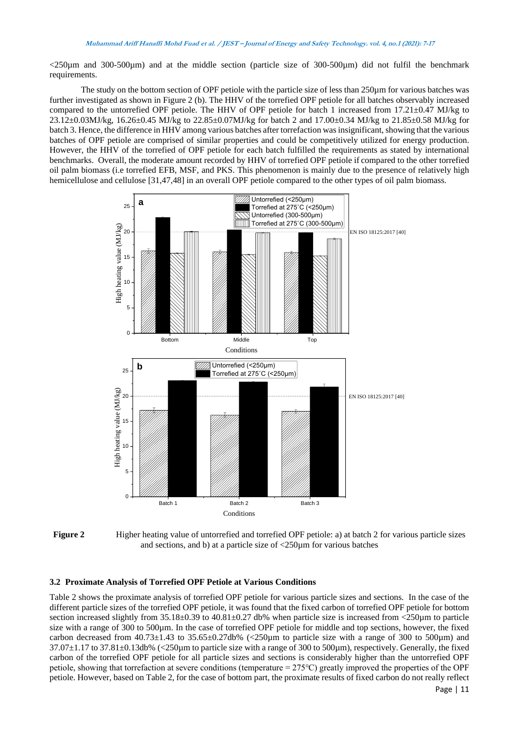<250µm and 300-500µm) and at the middle section (particle size of 300-500µm) did not fulfil the benchmark requirements.

The study on the bottom section of OPF petiole with the particle size of less than 250µm for various batches was further investigated as shown in Figure 2 (b). The HHV of the torrefied OPF petiole for all batches observably increased compared to the untorrefied OPF petiole. The HHV of OPF petiole for batch 1 increased from 17.21±0.47 MJ/kg to 23.12±0.03MJ/kg, 16.26±0.45 MJ/kg to 22.85±0.07MJ/kg for batch 2 and 17.00±0.34 MJ/kg to 21.85±0.58 MJ/kg for batch 3. Hence, the difference in HHV among various batches after torrefaction was insignificant, showing that the various batches of OPF petiole are comprised of similar properties and could be competitively utilized for energy production. However, the HHV of the torrefied of OPF petiole for each batch fulfilled the requirements as stated by international benchmarks. Overall, the moderate amount recorded by HHV of torrefied OPF petiole if compared to the other torrefied oil palm biomass (i.e torrefied EFB, MSF, and PKS. This phenomenon is mainly due to the presence of relatively high hemicellulose and cellulose [31,47,48] in an overall OPF petiole compared to the other types of oil palm biomass.

**Figure 2** Higher heating value of untorrefied and torrefied OPF petiole: a) at batch 2 for various particle sizes and sections, and b) at a particle size of <250µm for various batches

### 3.2 Proximate Analysis of Torrefied OPF Petiole at Various Conditions

Table 2 shows the proximate analysis of torrefied OPF petiole for various particle sizes and sections. In the case of the different particle sizes of the torrefied OPF petiole, it was found that the fixed carbon of torrefied OPF petiole for bottom section increased slightly from 35.18±0.39 to 40.81±0.27 db% when particle size is increased from <250µm to particle size with a range of 300 to 500µm. In the case of torrefied OPF petiole for middle and top sections, however, the fixed carbon decreased from 40.73±1.43 to 35.65±0.27db% (<250µm to particle size with a range of 300 to 500µm) and 37.07±1.17 to 37.81±0.13db% (<250µm to particle size with a range of 300 to 500µm), respectively. Generally, the fixed carbon of the torrefied OPF petiole for all particle sizes and sections is considerably higher than the untorrefied OPF petiole, showing that torrefaction at severe conditions (temperature = 275°C) greatly improved the properties of the OPF petiole. However, based on Table 2, for the case of bottom part, the proximate results of fixed carbon do not really reflect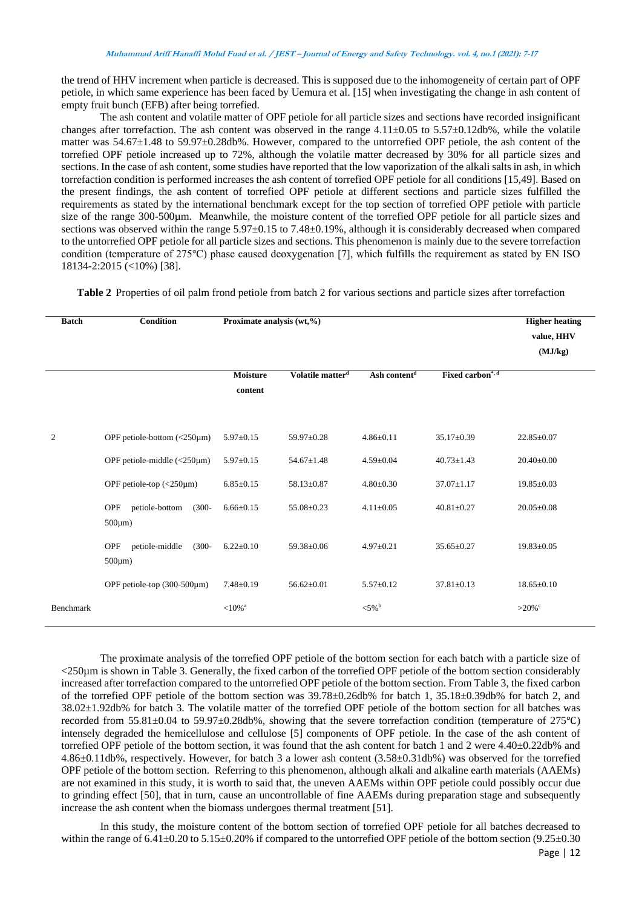the trend of HHV increment when particle is decreased. This is supposed due to the inhomogeneity of certain part of OPF petiole, in which same experience has been faced by Uemura et al. [15] when investigating the change in ash content of empty fruit bunch (EFB) after being torrefied.

The ash content and volatile matter of OPF petiole for all particle sizes and sections have recorded insignificant changes after torrefaction. The ash content was observed in the range 4.11±0.05 to 5.57±0.12db%, while the volatile matter was 54.67±1.48 to 59.97±0.28db%. However, compared to the untorrefied OPF petiole, the ash content of the torrefied OPF petiole increased up to 72%, although the volatile matter decreased by 30% for all particle sizes and sections. In the case of ash content, some studies have reported that the low vaporization of the alkali salts in ash, in which torrefaction condition is performed increases the ash content of torrefied OPF petiole for all conditions [15,49]. Based on the present findings, the ash content of torrefied OPF petiole at different sections and particle sizes fulfilled the requirements as stated by the international benchmark except for the top section of torrefied OPF petiole with particle size of the range 300-500µm. Meanwhile, the moisture content of the torrefied OPF petiole for all particle sizes and sections was observed within the range 5.97±0.15 to 7.48±0.19%, although it is considerably decreased when compared to the untorrefied OPF petiole for all particle sizes and sections. This phenomenon is mainly due to the severe torrefaction condition (temperature of 275°C) phase caused deoxygenation [7], which fulfills the requirement as stated by EN ISO 18134-2:2015 (<10%) [38].

**Table 2** Properties of oil palm frond petiole from batch 2 for various sections and particle sizes after torrefaction

| Batch | Condition | Proximate analysis (wt,%) | | | | Higher heating value, HHV (MJ/kg) |
|---|---|---|---|---|---|---|
| | | Moisture content | Volatile matter[d] | Ash content[d] | Fixed carbon[*, d] | |
| 2 | OPF petiole-bottom (<250µm) | 5.97±0.15 | 59.97±0.28 | 4.86±0.11 | 35.17±0.39 | 22.85±0.07 |
| | OPF petiole-middle (<250µm) | 5.97±0.15 | 54.67±1.48 | 4.59±0.04 | 40.73±1.43 | 20.40±0.00 |
| | OPF petiole-top (<250µm) | 6.85±0.15 | 58.13±0.87 | 4.80±0.30 | 37.07±1.17 | 19.85±0.03 |
| | OPF petiole-bottom (300-500µm) | 6.66±0.15 | 55.08±0.23 | 4.11±0.05 | 40.81±0.27 | 20.05±0.08 |
| | OPF petiole-middle (300-500µm) | 6.22±0.10 | 59.38±0.06 | 4.97±0.21 | 35.65±0.27 | 19.83±0.05 |
| | OPF petiole-top (300-500µm) | 7.48±0.19 | 56.62±0.01 | 5.57±0.12 | 37.81±0.13 | 18.65±0.10 |
| Benchmark | | <10%[a] | | <5%[b] | | >20%[c] |

The proximate analysis of the torrefied OPF petiole of the bottom section for each batch with a particle size of <250µm is shown in Table 3. Generally, the fixed carbon of the torrefied OPF petiole of the bottom section considerably increased after torrefaction compared to the untorrefied OPF petiole of the bottom section. From Table 3, the fixed carbon of the torrefied OPF petiole of the bottom section was 39.78±0.26db% for batch 1, 35.18±0.39db% for batch 2, and 38.02±1.92db% for batch 3. The volatile matter of the torrefied OPF petiole of the bottom section for all batches was recorded from 55.81±0.04 to 59.97±0.28db%, showing that the severe torrefaction condition (temperature of 275°C) intensely degraded the hemicellulose and cellulose [5] components of OPF petiole. In the case of the ash content of torrefied OPF petiole of the bottom section, it was found that the ash content for batch 1 and 2 were 4.40±0.22db% and 4.86±0.11db%, respectively. However, for batch 3 a lower ash content (3.58±0.31db%) was observed for the torrefied OPF petiole of the bottom section. Referring to this phenomenon, although alkali and alkaline earth materials (AAEMs) are not examined in this study, it is worth to said that, the uneven AAEMs within OPF petiole could possibly occur due to grinding effect [50], that in turn, cause an uncontrollable of fine AAEMs during preparation stage and subsequently increase the ash content when the biomass undergoes thermal treatment [51].

In this study, the moisture content of the bottom section of torrefied OPF petiole for all batches decreased to within the range of 6.41±0.20 to 5.15±0.20% if compared to the untorrefied OPF petiole of the bottom section (9.25±0.30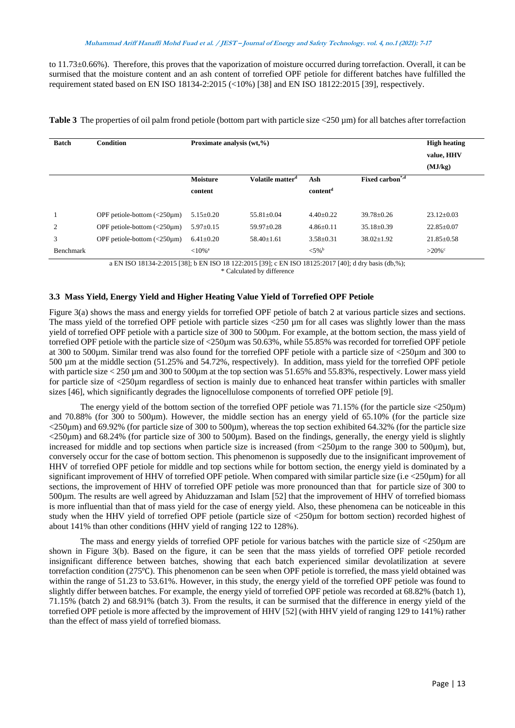to 11.73±0.66%). Therefore, this proves that the vaporization of moisture occurred during torrefaction. Overall, it can be surmised that the moisture content and an ash content of torrefied OPF petiole for different batches have fulfilled the requirement stated based on EN ISO 18134-2:2015 (<10%) [38] and EN ISO 18122:2015 [39], respectively.

**Table 3** The properties of oil palm frond petiole (bottom part with particle size <250 µm) for all batches after torrefaction

| Batch | Condition | Proximate analysis (wt,%) | | | | High heating value, HHV (MJ/kg) |
|---|---|---|---|---|---|---|
| | | Moisture content | Volatile matter[d] | Ash content[d] | Fixed carbon[*,d] | |
| 1 | OPF petiole-bottom (<250µm) | 5.15±0.20 | 55.81±0.04 | 4.40±0.22 | 39.78±0.26 | 23.12±0.03 |
| 2 | OPF petiole-bottom (<250µm) | 5.97±0.15 | 59.97±0.28 | 4.86±0.11 | 35.18±0.39 | 22.85±0.07 |
| 3 | OPF petiole-bottom (<250µm) | 6.41±0.20 | 58.40±1.61 | 3.58±0.31 | 38.02±1.92 | 21.85±0.58 |
| Benchmark | | <10%[a] | | <5%[b] | | >20%[c] |

a EN ISO 18134-2:2015 [38]; b EN ISO 18 122:2015 [39]; c EN ISO 18125:2017 [40]; d dry basis (db,%);
\* Calculated by difference

### 3.3 Mass Yield, Energy Yield and Higher Heating Value Yield of Torrefied OPF Petiole

Figure 3(a) shows the mass and energy yields for torrefied OPF petiole of batch 2 at various particle sizes and sections. The mass yield of the torrefied OPF petiole with particle sizes <250 µm for all cases was slightly lower than the mass yield of torrefied OPF petiole with a particle size of 300 to 500µm. For example, at the bottom section, the mass yield of torrefied OPF petiole with the particle size of <250µm was 50.63%, while 55.85% was recorded for torrefied OPF petiole at 300 to 500µm. Similar trend was also found for the torrefied OPF petiole with a particle size of <250µm and 300 to 500 µm at the middle section (51.25% and 54.72%, respectively). In addition, mass yield for the torrefied OPF petiole with particle size < 250 µm and 300 to 500µm at the top section was 51.65% and 55.83%, respectively. Lower mass yield for particle size of <250µm regardless of section is mainly due to enhanced heat transfer within particles with smaller sizes [46], which significantly degrades the lignocellulose components of torrefied OPF petiole [9].

The energy yield of the bottom section of the torrefied OPF petiole was 71.15% (for the particle size <250µm) and 70.88% (for 300 to 500µm). However, the middle section has an energy yield of 65.10% (for the particle size <250µm) and 69.92% (for particle size of 300 to 500µm), whereas the top section exhibited 64.32% (for the particle size <250µm) and 68.24% (for particle size of 300 to 500µm). Based on the findings, generally, the energy yield is slightly increased for middle and top sections when particle size is increased (from <250µm to the range 300 to 500µm), but, conversely occur for the case of bottom section. This phenomenon is supposedly due to the insignificant improvement of HHV of torrefied OPF petiole for middle and top sections while for bottom section, the energy yield is dominated by a significant improvement of HHV of torrefied OPF petiole. When compared with similar particle size (i.e <250µm) for all sections, the improvement of HHV of torrefied OPF petiole was more pronounced than that for particle size of 300 to 500µm. The results are well agreed by Ahiduzzaman and Islam [52] that the improvement of HHV of torrefied biomass is more influential than that of mass yield for the case of energy yield. Also, these phenomena can be noticeable in this study when the HHV yield of torrefied OPF petiole (particle size of <250µm for bottom section) recorded highest of about 141% than other conditions (HHV yield of ranging 122 to 128%).

The mass and energy yields of torrefied OPF petiole for various batches with the particle size of <250µm are shown in Figure 3(b). Based on the figure, it can be seen that the mass yields of torrefied OPF petiole recorded insignificant difference between batches, showing that each batch experienced similar devolatilization at severe torrefaction condition (275℃). This phenomenon can be seen when OPF petiole is torrefied, the mass yield obtained was within the range of 51.23 to 53.61%. However, in this study, the energy yield of the torrefied OPF petiole was found to slightly differ between batches. For example, the energy yield of torrefied OPF petiole was recorded at 68.82% (batch 1), 71.15% (batch 2) and 68.91% (batch 3). From the results, it can be surmised that the difference in energy yield of the torrefied OPF petiole is more affected by the improvement of HHV [52] (with HHV yield of ranging 129 to 141%) rather than the effect of mass yield of torrefied biomass.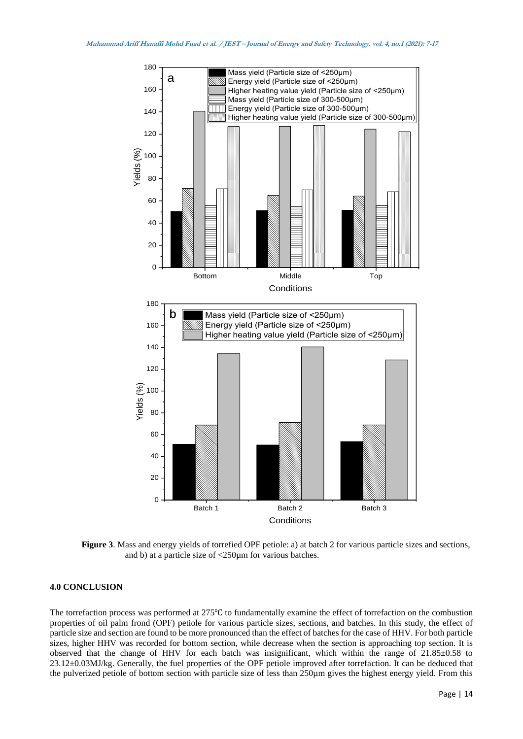**Figure 3**. Mass and energy yields of torrefied OPF petiole: a) at batch 2 for various particle sizes and sections, and b) at a particle size of <250µm for various batches.

### 4.0 CONCLUSION

The torrefaction process was performed at 275℃ to fundamentally examine the effect of torrefaction on the combustion properties of oil palm frond (OPF) petiole for various particle sizes, sections, and batches. In this study, the effect of particle size and section are found to be more pronounced than the effect of batches for the case of HHV. For both particle sizes, higher HHV was recorded for bottom section, while decrease when the section is approaching top section. It is observed that the change of HHV for each batch was insignificant, which within the range of 21.85±0.58 to 23.12±0.03MJ/kg. Generally, the fuel properties of the OPF petiole improved after torrefaction. It can be deduced that the pulverized petiole of bottom section with particle size of less than 250µm gives the highest energy yield. From this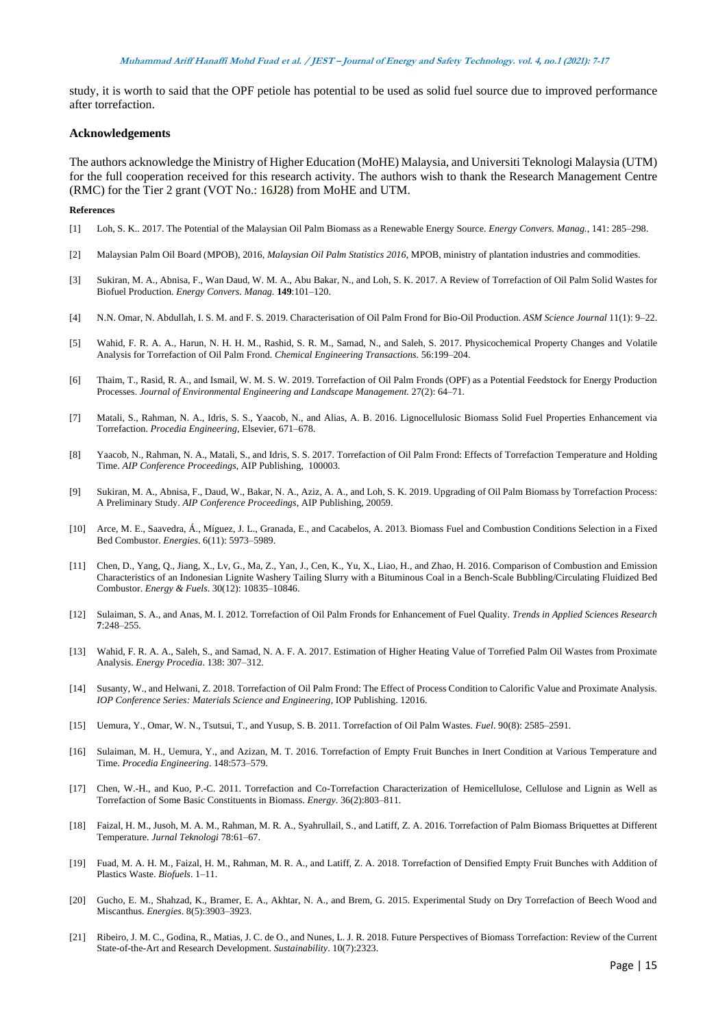study, it is worth to said that the OPF petiole has potential to be used as solid fuel source due to improved performance after torrefaction.

## Acknowledgements

The authors acknowledge the Ministry of Higher Education (MoHE) Malaysia, and Universiti Teknologi Malaysia (UTM) for the full cooperation received for this research activity. The authors wish to thank the Research Management Centre (RMC) for the Tier 2 grant (VOT No.: 16J28) from MoHE and UTM.

### References

[1] Loh, S. K.. 2017. The Potential of the Malaysian Oil Palm Biomass as a Renewable Energy Source. *Energy Convers. Manag.*, 141: 285–298.

[2] Malaysian Palm Oil Board (MPOB), 2016, *Malaysian Oil Palm Statistics 2016*, MPOB, ministry of plantation industries and commodities.

[3] Sukiran, M. A., Abnisa, F., Wan Daud, W. M. A., Abu Bakar, N., and Loh, S. K. 2017. A Review of Torrefaction of Oil Palm Solid Wastes for Biofuel Production. *Energy Convers. Manag.* **149**:101–120.

[4] N.N. Omar, N. Abdullah, I. S. M. and F. S. 2019. Characterisation of Oil Palm Frond for Bio-Oil Production. *ASM Science Journal* 11(1): 9–22.

[5] Wahid, F. R. A. A., Harun, N. H. H. M., Rashid, S. R. M., Samad, N., and Saleh, S. 2017. Physicochemical Property Changes and Volatile Analysis for Torrefaction of Oil Palm Frond. *Chemical Engineering Transactions*. 56:199–204.

[6] Thaim, T., Rasid, R. A., and Ismail, W. M. S. W. 2019. Torrefaction of Oil Palm Fronds (OPF) as a Potential Feedstock for Energy Production Processes. *Journal of Environmental Engineering and Landscape Management*. 27(2): 64–71.

[7] Matali, S., Rahman, N. A., Idris, S. S., Yaacob, N., and Alias, A. B. 2016. Lignocellulosic Biomass Solid Fuel Properties Enhancement via Torrefaction. *Procedia Engineering*, Elsevier, 671–678.

[8] Yaacob, N., Rahman, N. A., Matali, S., and Idris, S. S. 2017. Torrefaction of Oil Palm Frond: Effects of Torrefaction Temperature and Holding Time. *AIP Conference Proceedings*, AIP Publishing, 100003.

[9] Sukiran, M. A., Abnisa, F., Daud, W., Bakar, N. A., Aziz, A. A., and Loh, S. K. 2019. Upgrading of Oil Palm Biomass by Torrefaction Process: A Preliminary Study. *AIP Conference Proceedings*, AIP Publishing, 20059.

[10] Arce, M. E., Saavedra, Á., Míguez, J. L., Granada, E., and Cacabelos, A. 2013. Biomass Fuel and Combustion Conditions Selection in a Fixed Bed Combustor. *Energies*. 6(11): 5973–5989.

[11] Chen, D., Yang, Q., Jiang, X., Lv, G., Ma, Z., Yan, J., Cen, K., Yu, X., Liao, H., and Zhao, H. 2016. Comparison of Combustion and Emission Characteristics of an Indonesian Lignite Washery Tailing Slurry with a Bituminous Coal in a Bench-Scale Bubbling/Circulating Fluidized Bed Combustor. *Energy & Fuels*. 30(12): 10835–10846.

[12] Sulaiman, S. A., and Anas, M. I. 2012. Torrefaction of Oil Palm Fronds for Enhancement of Fuel Quality. *Trends in Applied Sciences Research* **7**:248–255.

[13] Wahid, F. R. A. A., Saleh, S., and Samad, N. A. F. A. 2017. Estimation of Higher Heating Value of Torrefied Palm Oil Wastes from Proximate Analysis. *Energy Procedia*. 138: 307–312.

[14] Susanty, W., and Helwani, Z. 2018. Torrefaction of Oil Palm Frond: The Effect of Process Condition to Calorific Value and Proximate Analysis. *IOP Conference Series: Materials Science and Engineering*, IOP Publishing. 12016.

[15] Uemura, Y., Omar, W. N., Tsutsui, T., and Yusup, S. B. 2011. Torrefaction of Oil Palm Wastes. *Fuel*. 90(8): 2585–2591.

[16] Sulaiman, M. H., Uemura, Y., and Azizan, M. T. 2016. Torrefaction of Empty Fruit Bunches in Inert Condition at Various Temperature and Time. *Procedia Engineering*. 148:573–579.

[17] Chen, W.-H., and Kuo, P.-C. 2011. Torrefaction and Co-Torrefaction Characterization of Hemicellulose, Cellulose and Lignin as Well as Torrefaction of Some Basic Constituents in Biomass. *Energy*. 36(2):803–811.

[18] Faizal, H. M., Jusoh, M. A. M., Rahman, M. R. A., Syahrullail, S., and Latiff, Z. A. 2016. Torrefaction of Palm Biomass Briquettes at Different Temperature. *Jurnal Teknologi* 78:61–67.

[19] Fuad, M. A. H. M., Faizal, H. M., Rahman, M. R. A., and Latiff, Z. A. 2018. Torrefaction of Densified Empty Fruit Bunches with Addition of Plastics Waste. *Biofuels*. 1–11.

[20] Gucho, E. M., Shahzad, K., Bramer, E. A., Akhtar, N. A., and Brem, G. 2015. Experimental Study on Dry Torrefaction of Beech Wood and Miscanthus. *Energies*. 8(5):3903–3923.

[21] Ribeiro, J. M. C., Godina, R., Matias, J. C. de O., and Nunes, L. J. R. 2018. Future Perspectives of Biomass Torrefaction: Review of the Current State-of-the-Art and Research Development. *Sustainability*. 10(7):2323.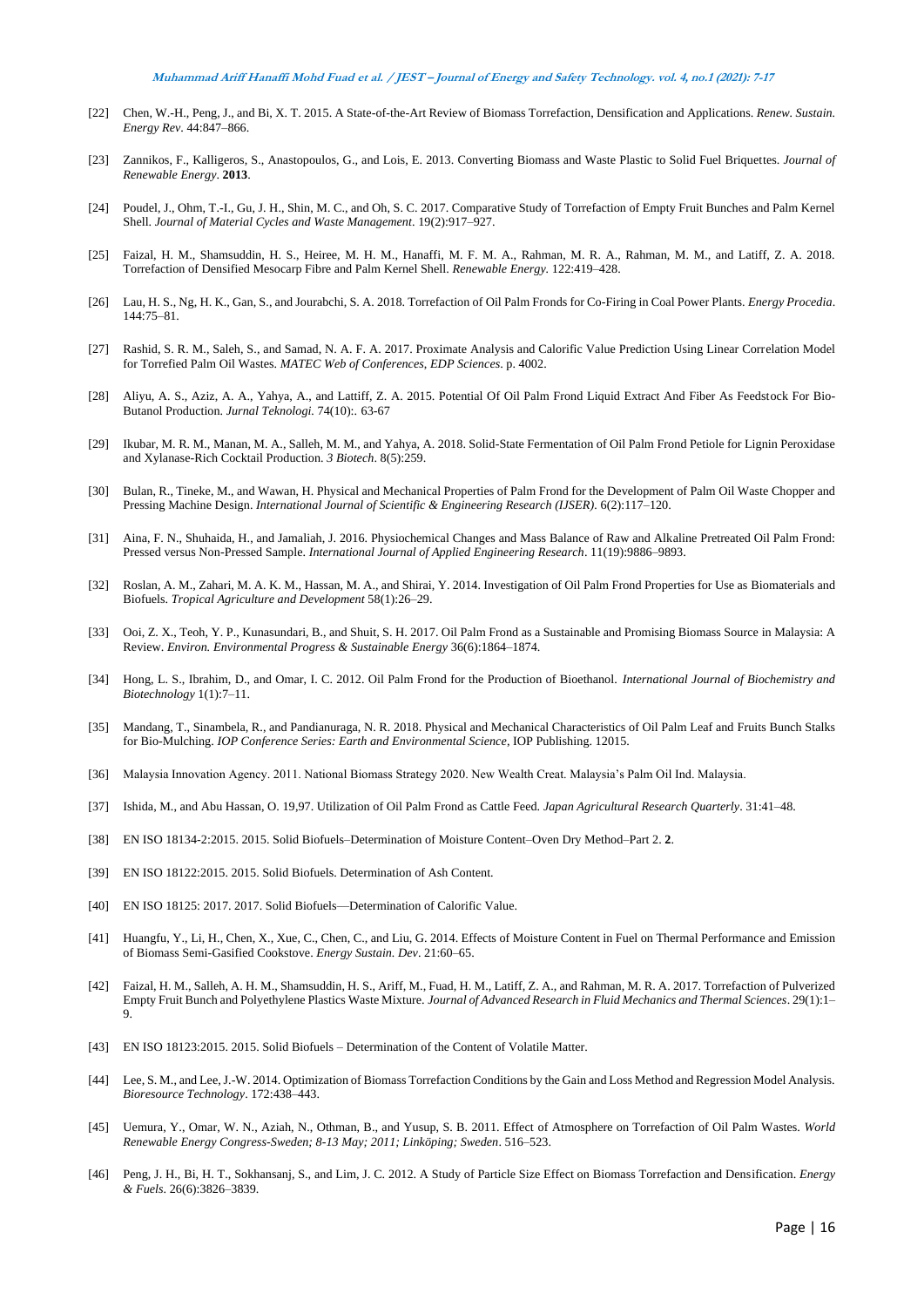[22] Chen, W.-H., Peng, J., and Bi, X. T. 2015. A State-of-the-Art Review of Biomass Torrefaction, Densification and Applications. *Renew. Sustain. Energy Rev*. 44:847–866.

[23] Zannikos, F., Kalligeros, S., Anastopoulos, G., and Lois, E. 2013. Converting Biomass and Waste Plastic to Solid Fuel Briquettes. *Journal of Renewable Energy*. **2013**.

[24] Poudel, J., Ohm, T.-I., Gu, J. H., Shin, M. C., and Oh, S. C. 2017. Comparative Study of Torrefaction of Empty Fruit Bunches and Palm Kernel Shell. *Journal of Material Cycles and Waste Management*. 19(2):917–927.

[25] Faizal, H. M., Shamsuddin, H. S., Heiree, M. H. M., Hanaffi, M. F. M. A., Rahman, M. R. A., Rahman, M. M., and Latiff, Z. A. 2018. Torrefaction of Densified Mesocarp Fibre and Palm Kernel Shell. *Renewable Energy.* 122:419–428.

[26] Lau, H. S., Ng, H. K., Gan, S., and Jourabchi, S. A. 2018. Torrefaction of Oil Palm Fronds for Co-Firing in Coal Power Plants. *Energy Procedia*. 144:75–81.

[27] Rashid, S. R. M., Saleh, S., and Samad, N. A. F. A. 2017. Proximate Analysis and Calorific Value Prediction Using Linear Correlation Model for Torrefied Palm Oil Wastes. *MATEC Web of Conferences, EDP Sciences*. p. 4002.

[28] Aliyu, A. S., Aziz, A. A., Yahya, A., and Lattiff, Z. A. 2015. Potential Of Oil Palm Frond Liquid Extract And Fiber As Feedstock For Bio-Butanol Production. *Jurnal Teknologi.* 74(10):. 63-67

[29] Ikubar, M. R. M., Manan, M. A., Salleh, M. M., and Yahya, A. 2018. Solid-State Fermentation of Oil Palm Frond Petiole for Lignin Peroxidase and Xylanase-Rich Cocktail Production. *3 Biotech*. 8(5):259.

[30] Bulan, R., Tineke, M., and Wawan, H. Physical and Mechanical Properties of Palm Frond for the Development of Palm Oil Waste Chopper and Pressing Machine Design. *International Journal of Scientific & Engineering Research (IJSER)*. 6(2):117–120.

[31] Aina, F. N., Shuhaida, H., and Jamaliah, J. 2016. Physiochemical Changes and Mass Balance of Raw and Alkaline Pretreated Oil Palm Frond: Pressed versus Non-Pressed Sample. *International Journal of Applied Engineering Research*. 11(19):9886–9893.

[32] Roslan, A. M., Zahari, M. A. K. M., Hassan, M. A., and Shirai, Y. 2014. Investigation of Oil Palm Frond Properties for Use as Biomaterials and Biofuels. *Tropical Agriculture and Development* 58(1):26–29.

[33] Ooi, Z. X., Teoh, Y. P., Kunasundari, B., and Shuit, S. H. 2017. Oil Palm Frond as a Sustainable and Promising Biomass Source in Malaysia: A Review. *Environ. Environmental Progress & Sustainable Energy* 36(6):1864–1874.

[34] Hong, L. S., Ibrahim, D., and Omar, I. C. 2012. Oil Palm Frond for the Production of Bioethanol. *International Journal of Biochemistry and Biotechnology* 1(1):7–11.

[35] Mandang, T., Sinambela, R., and Pandianuraga, N. R. 2018. Physical and Mechanical Characteristics of Oil Palm Leaf and Fruits Bunch Stalks for Bio-Mulching. *IOP Conference Series: Earth and Environmental Science*, IOP Publishing. 12015.

[36] Malaysia Innovation Agency. 2011. National Biomass Strategy 2020. New Wealth Creat. Malaysia's Palm Oil Ind. Malaysia.

[37] Ishida, M., and Abu Hassan, O. 19,97. Utilization of Oil Palm Frond as Cattle Feed. *Japan Agricultural Research Quarterly*. 31:41–48.

[38] EN ISO 18134-2:2015. 2015. Solid Biofuels–Determination of Moisture Content–Oven Dry Method–Part 2. **2**.

[39] EN ISO 18122:2015. 2015. Solid Biofuels. Determination of Ash Content.

[40] EN ISO 18125: 2017. 2017. Solid Biofuels—Determination of Calorific Value.

[41] Huangfu, Y., Li, H., Chen, X., Xue, C., Chen, C., and Liu, G. 2014. Effects of Moisture Content in Fuel on Thermal Performance and Emission of Biomass Semi-Gasified Cookstove. *Energy Sustain. Dev*. 21:60–65.

[42] Faizal, H. M., Salleh, A. H. M., Shamsuddin, H. S., Ariff, M., Fuad, H. M., Latiff, Z. A., and Rahman, M. R. A. 2017. Torrefaction of Pulverized Empty Fruit Bunch and Polyethylene Plastics Waste Mixture. *Journal of Advanced Research in Fluid Mechanics and Thermal Sciences*. 29(1):1–9.

[43] EN ISO 18123:2015. 2015. Solid Biofuels – Determination of the Content of Volatile Matter.

[44] Lee, S. M., and Lee, J.-W. 2014. Optimization of Biomass Torrefaction Conditions by the Gain and Loss Method and Regression Model Analysis. *Bioresource Technology*. 172:438–443.

[45] Uemura, Y., Omar, W. N., Aziah, N., Othman, B., and Yusup, S. B. 2011. Effect of Atmosphere on Torrefaction of Oil Palm Wastes. *World Renewable Energy Congress-Sweden; 8-13 May; 2011; Linköping; Sweden*. 516–523.

[46] Peng, J. H., Bi, H. T., Sokhansanj, S., and Lim, J. C. 2012. A Study of Particle Size Effect on Biomass Torrefaction and Densification. *Energy & Fuels*. 26(6):3826–3839.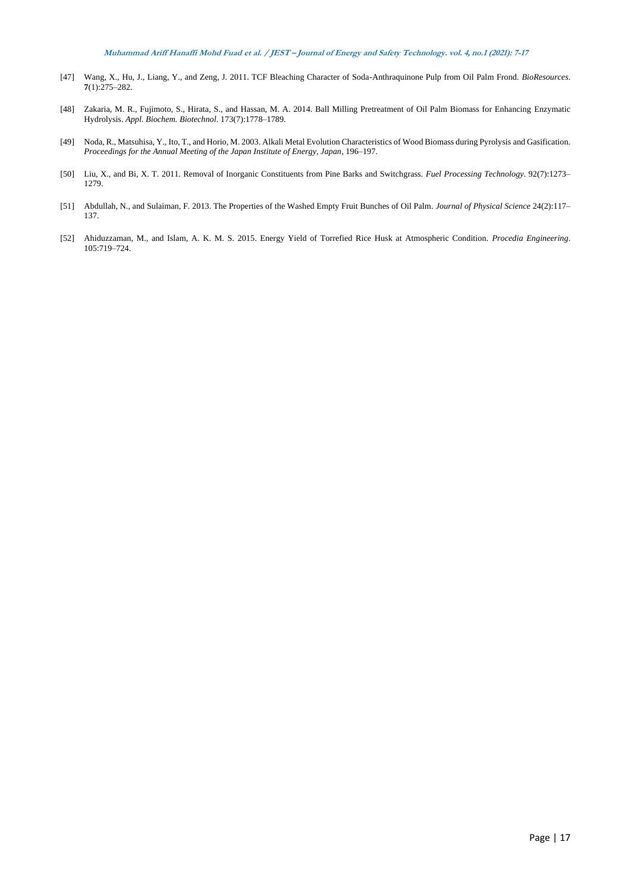[47] Wang, X., Hu, J., Liang, Y., and Zeng, J. 2011. TCF Bleaching Character of Soda-Anthraquinone Pulp from Oil Palm Frond. *BioResources*. **7**(1):275–282.

[48] Zakaria, M. R., Fujimoto, S., Hirata, S., and Hassan, M. A. 2014. Ball Milling Pretreatment of Oil Palm Biomass for Enhancing Enzymatic Hydrolysis. *Appl. Biochem. Biotechnol*. 173(7):1778–1789.

[49] Noda, R., Matsuhisa, Y., Ito, T., and Horio, M. 2003. Alkali Metal Evolution Characteristics of Wood Biomass during Pyrolysis and Gasification. *Proceedings for the Annual Meeting of the Japan Institute of Energy, Japan*, 196–197.

[50] Liu, X., and Bi, X. T. 2011. Removal of Inorganic Constituents from Pine Barks and Switchgrass. *Fuel Processing Technology*. 92(7):1273–1279.

[51] Abdullah, N., and Sulaiman, F. 2013. The Properties of the Washed Empty Fruit Bunches of Oil Palm. *Journal of Physical Science* 24(2):117–137.

[52] Ahiduzzaman, M., and Islam, A. K. M. S. 2015. Energy Yield of Torrefied Rice Husk at Atmospheric Condition. *Procedia Engineering*. 105:719–724.